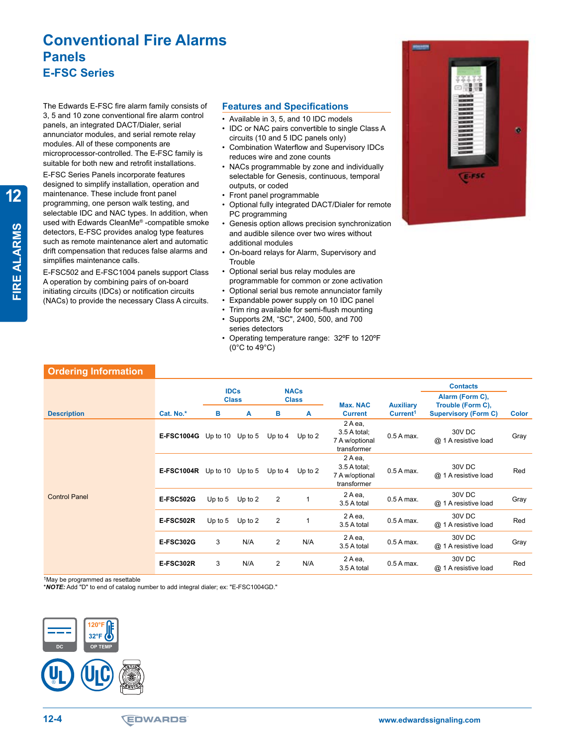# Conventional Fire Alarms

## Panels

### E-FSC Series

The Edwards E-FSC fire alarm family consists of 3, 5 and 10 zone conventional fire alarm control panels, an integrated DACT/Dialer, serial annunciator modules, and serial remote relay modules. All of these components are microprocessor-controlled. The E-FSC family is suitable for both new and retrofit installations.

E-FSC Series Panels incorporate features designed to simplify installation, operation and maintenance. These include front panel programming, one person walk testing, and selectable IDC and NAC types. In addition, when used with Edwards CleanMe® -compatible smoke detectors, E-FSC provides analog type features such as remote maintenance alert and automatic drift compensation that reduces false alarms and simplifies maintenance calls.

E-FSC502 and E-FSC1004 panels support Class A operation by combining pairs of on-board initiating circuits (IDCs) or notification circuits (NACs) to provide the necessary Class A circuits.

### Features and Specifications

- Available in 3, 5, and 10 IDC models
- IDC or NAC pairs convertible to single Class A circuits (10 and 5 IDC panels only)
- Combination Waterflow and Supervisory IDCs reduces wire and zone counts
- NACs programmable by zone and individually selectable for Genesis, continuous, temporal outputs, or coded
- Front panel programmable
- Optional fully integrated DACT/Dialer for remote PC programming
- Genesis option allows precision synchronization and audible silence over two wires without additional modules
- On-board relays for Alarm, Supervisory and Trouble
- Optional serial bus relay modules are programmable for common or zone activation
- Optional serial bus remote annunciator family
- Expandable power supply on 10 IDC panel
- Trim ring available for semi-flush mounting
- Supports 2M, "SC", 2400, 500, and 700 series detectors
- Operating temperature range: 32ºF to 120ºF (0°C to 49°C)

## Ordering Information

| Description | Cat. No.* | IDCs Class | | NACs Class | | Max. NAC Current | Auxiliary Current[1] | Contacts Alarm (Form C), Trouble (Form C), Supervisory (Form C) | Color |
|---|---|---|---|---|---|---|---|---|---|
| | | B | A | B | A | | | | |
| Control Panel | E-FSC1004G | Up to 10 | Up to 5 | Up to 4 | Up to 2 | 2 A ea, 3.5 A total; 7 A w/optional transformer | 0.5 A max. | 30V DC @ 1 A resistive load | Gray |
| | E-FSC1004R | Up to 10 | Up to 5 | Up to 4 | Up to 2 | 2 A ea, 3.5 A total; 7 A w/optional transformer | 0.5 A max. | 30V DC @ 1 A resistive load | Red |
| | E-FSC502G | Up to 5 | Up to 2 | 2 | 1 | 2 A ea, 3.5 A total | 0.5 A max. | 30V DC @ 1 A resistive load | Gray |
| | E-FSC502R | Up to 5 | Up to 2 | 2 | 1 | 2 A ea, 3.5 A total | 0.5 A max. | 30V DC @ 1 A resistive load | Red |
| | E-FSC302G | 3 | N/A | 2 | N/A | 2 A ea, 3.5 A total | 0.5 A max. | 30V DC @ 1 A resistive load | Gray |
| | E-FSC302R | 3 | N/A | 2 | N/A | 2 A ea, 3.5 A total | 0.5 A max. | 30V DC @ 1 A resistive load | Red |

[1]May be programmed as resettable

**NOTE:** Add "D" to end of catalog number to add integral dialer; ex: "E-FSC1004GD."

DC

120°F 32°F OP TEMP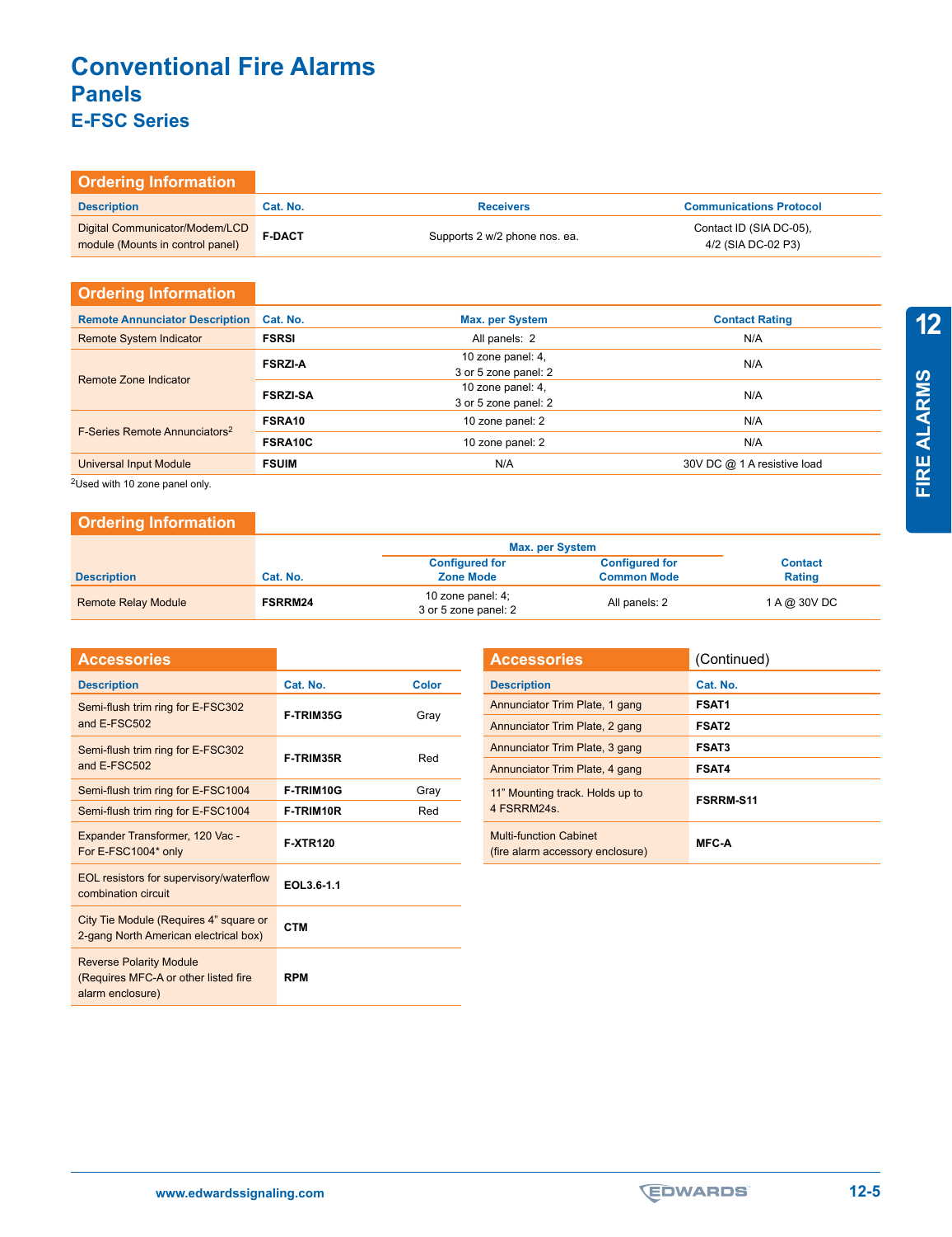# Conventional Fire Alarms

## Panels

### E-FSC Series

#### Ordering Information

| Description | Cat. No. | Receivers | Communications Protocol |
|---|---|---|---|
| Digital Communicator/Modem/LCD module (Mounts in control panel) | **F-DACT** | Supports 2 w/2 phone nos. ea. | Contact ID (SIA DC-05), 4/2 (SIA DC-02 P3) |

#### Ordering Information

| Remote Annunciator Description | Cat. No. | Max. per System | Contact Rating |
|---|---|---|---|
| Remote System Indicator | **FSRSI** | All panels: 2 | N/A |
| Remote Zone Indicator | **FSRZI-A** | 10 zone panel: 4, 3 or 5 zone panel: 2 | N/A |
| | **FSRZI-SA** | 10 zone panel: 4, 3 or 5 zone panel: 2 | N/A |
| F-Series Remote Annunciators[2] | **FSRA10** | 10 zone panel: 2 | N/A |
| | **FSRA10C** | 10 zone panel: 2 | N/A |
| Universal Input Module | **FSUIM** | N/A | 30V DC @ 1 A resistive load |

[2]Used with 10 zone panel only.

#### Ordering Information

| Description | Cat. No. | Max. per System | | Contact Rating |
|---|---|---|---|---|
| | | Configured for Zone Mode | Configured for Common Mode | |
| Remote Relay Module | **FSRRM24** | 10 zone panel: 4; 3 or 5 zone panel: 2 | All panels: 2 | 1 A @ 30V DC |

#### Accessories

| Description | Cat. No. | Color |
|---|---|---|
| Semi-flush trim ring for E-FSC302 and E-FSC502 | **F-TRIM35G** | Gray |
| Semi-flush trim ring for E-FSC302 and E-FSC502 | **F-TRIM35R** | Red |
| Semi-flush trim ring for E-FSC1004 | **F-TRIM10G** | Gray |
| Semi-flush trim ring for E-FSC1004 | **F-TRIM10R** | Red |
| Expander Transformer, 120 Vac - For E-FSC1004* only | **F-XTR120** | |
| EOL resistors for supervisory/waterflow combination circuit | **EOL3.6-1.1** | |
| City Tie Module (Requires 4" square or 2-gang North American electrical box) | **CTM** | |
| Reverse Polarity Module (Requires MFC-A or other listed fire alarm enclosure) | **RPM** | |

#### Accessories (Continued)

| Description | Cat. No. |
|---|---|
| Annunciator Trim Plate, 1 gang | **FSAT1** |
| Annunciator Trim Plate, 2 gang | **FSAT2** |
| Annunciator Trim Plate, 3 gang | **FSAT3** |
| Annunciator Trim Plate, 4 gang | **FSAT4** |
| 11" Mounting track. Holds up to 4 FSRRM24s. | **FSRRM-S11** |
| Multi-function Cabinet (fire alarm accessory enclosure) | **MFC-A** |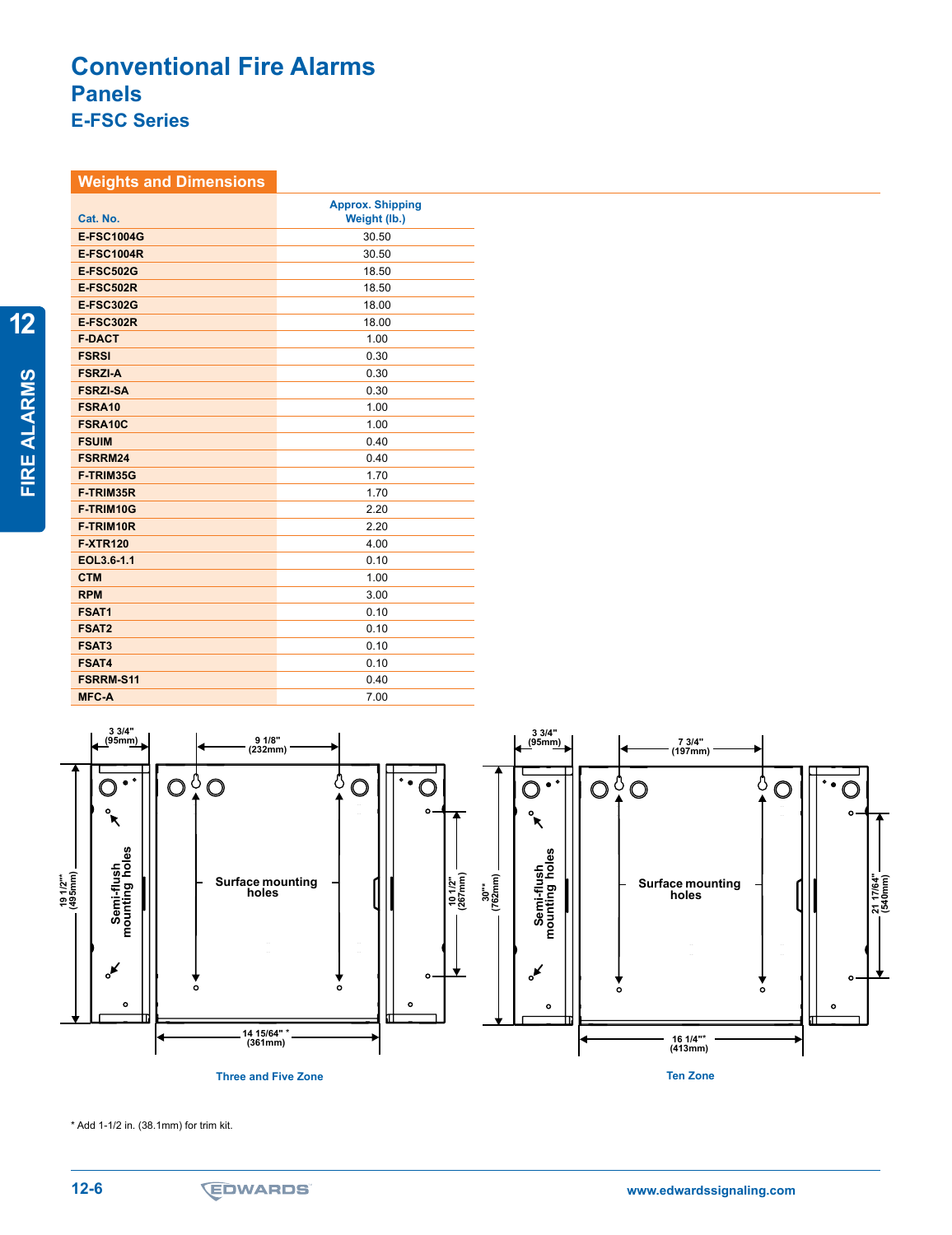# Conventional Fire Alarms

## Panels

### E-FSC Series

## Weights and Dimensions

| Cat. No. | Approx. Shipping Weight (lb.) |
|---|---|
| E-FSC1004G | 30.50 |
| E-FSC1004R | 30.50 |
| E-FSC502G | 18.50 |
| E-FSC502R | 18.50 |
| E-FSC302G | 18.00 |
| E-FSC302R | 18.00 |
| F-DACT | 1.00 |
| FSRSI | 0.30 |
| FSRZI-A | 0.30 |
| FSRZI-SA | 0.30 |
| FSRA10 | 1.00 |
| FSRA10C | 1.00 |
| FSUIM | 0.40 |
| FSRRM24 | 0.40 |
| F-TRIM35G | 1.70 |
| F-TRIM35R | 1.70 |
| F-TRIM10G | 2.20 |
| F-TRIM10R | 2.20 |
| F-XTR120 | 4.00 |
| EOL3.6-1.1 | 0.10 |
| CTM | 1.00 |
| RPM | 3.00 |
| FSAT1 | 0.10 |
| FSAT2 | 0.10 |
| FSAT3 | 0.10 |
| FSAT4 | 0.10 |
| FSRRM-S11 | 0.40 |
| MFC-A | 7.00 |

3 3/4" (95mm)
9 1/8" (232mm)
19 1/2"* (495mm)
Semi-flush mounting holes
Surface mounting holes
10 1/2" (267mm)
14 15/64" * (361mm)

Three and Five Zone

3 3/4" (95mm)
7 3/4" (197mm)
30"* (762mm)
Semi-flush mounting holes
Surface mounting holes
21 17/64" (540mm)
16 1/4"* (413mm)

Ten Zone

* Add 1-1/2 in. (38.1mm) for trim kit.